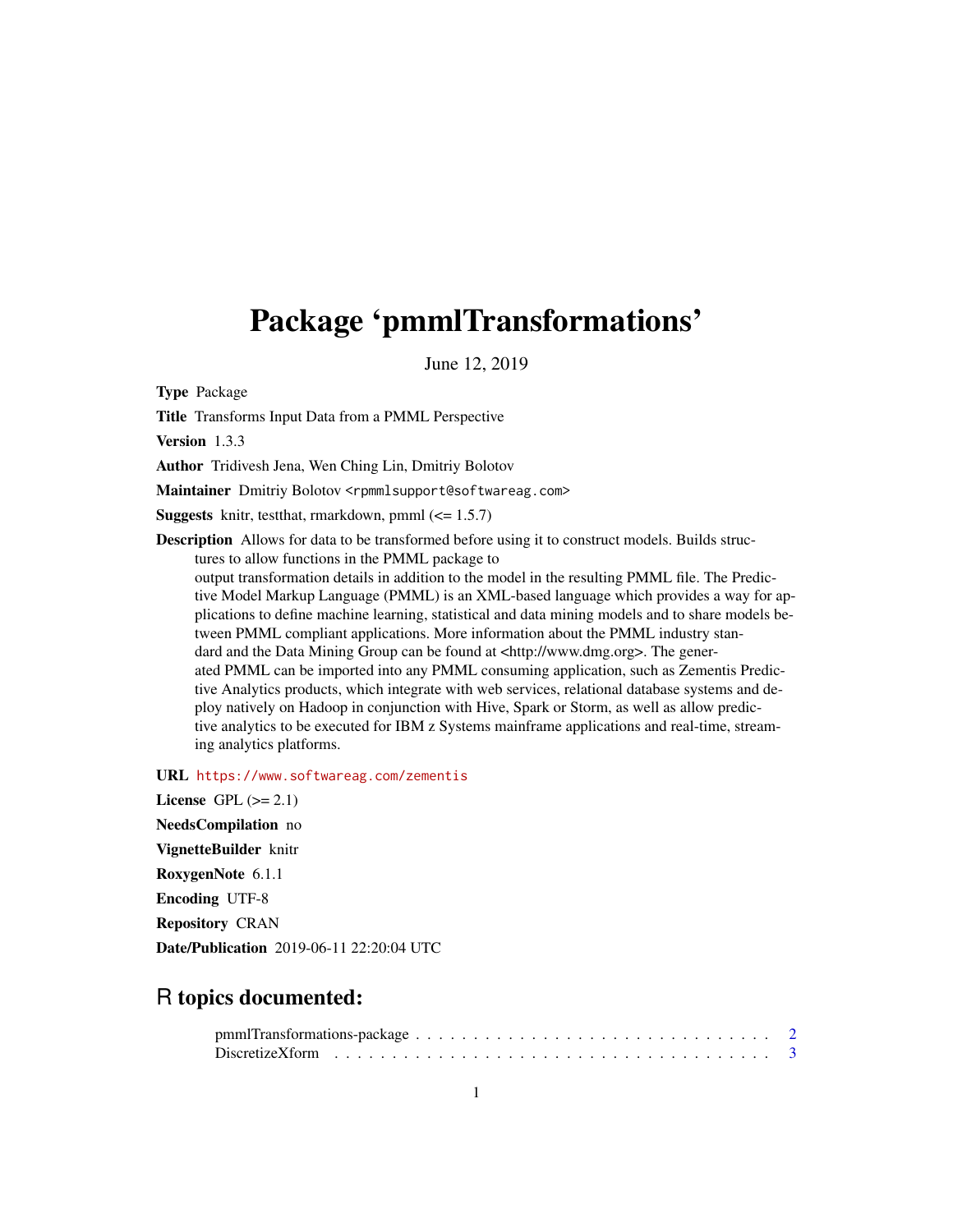# Package 'pmmlTransformations'

June 12, 2019

**Type** Package

**Title** Transforms Input Data from a PMML Perspective

**Version** 1.3.3

**Author** Tridivesh Jena, Wen Ching Lin, Dmitriy Bolotov

**Maintainer** Dmitriy Bolotov <rpmmlsupport@softwareag.com>

**Suggests** knitr, testthat, rmarkdown, pmml (<= 1.5.7)

**Description** Allows for data to be transformed before using it to construct models. Builds structures to allow functions in the PMML package to output transformation details in addition to the model in the resulting PMML file. The Predictive Model Markup Language (PMML) is an XML-based language which provides a way for applications to define machine learning, statistical and data mining models and to share models between PMML compliant applications. More information about the PMML industry standard and the Data Mining Group can be found at <http://www.dmg.org>. The generated PMML can be imported into any PMML consuming application, such as Zementis Predictive Analytics products, which integrate with web services, relational database systems and deploy natively on Hadoop in conjunction with Hive, Spark or Storm, as well as allow predictive analytics to be executed for IBM z Systems mainframe applications and real-time, streaming analytics platforms.

**URL** https://www.softwareag.com/zementis

**License** GPL (>= 2.1)

**NeedsCompilation** no

**VignetteBuilder** knitr

**RoxygenNote** 6.1.1

**Encoding** UTF-8

**Repository** CRAN

**Date/Publication** 2019-06-11 22:20:04 UTC

## R topics documented:

pmmlTransformations-package . . . . . . . . . . . . . . . . . . . . . . . . . . . . . . 2
DiscretizeXform . . . . . . . . . . . . . . . . . . . . . . . . . . . . . . . . . . . . 3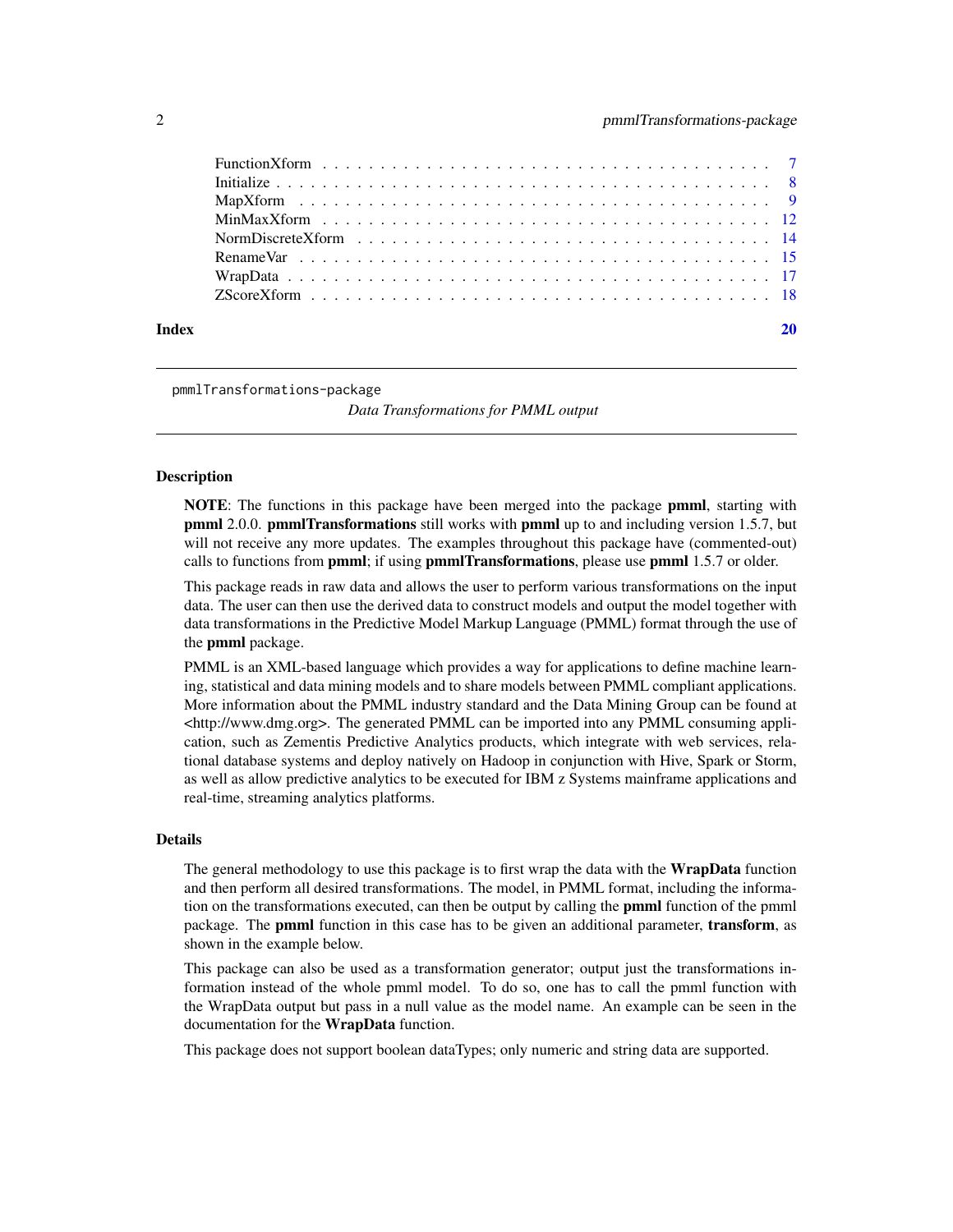| | |
|---|---|
| FunctionXform | 7 |
| Initialize | 8 |
| MapXform | 9 |
| MinMaxXform | 12 |
| NormDiscreteXform | 14 |
| RenameVar | 15 |
| WrapData | 17 |
| ZScoreXform | 18 |

**Index** **20**

---

pmmlTransformations-package

*Data Transformations for PMML output*

---

### Description

**NOTE**: The functions in this package have been merged into the package **pmml**, starting with **pmml** 2.0.0. **pmmlTransformations** still works with **pmml** up to and including version 1.5.7, but will not receive any more updates. The examples throughout this package have (commented-out) calls to functions from **pmml**; if using **pmmlTransformations**, please use **pmml** 1.5.7 or older.

This package reads in raw data and allows the user to perform various transformations on the input data. The user can then use the derived data to construct models and output the model together with data transformations in the Predictive Model Markup Language (PMML) format through the use of the **pmml** package.

PMML is an XML-based language which provides a way for applications to define machine learning, statistical and data mining models and to share models between PMML compliant applications. More information about the PMML industry standard and the Data Mining Group can be found at <http://www.dmg.org>. The generated PMML can be imported into any PMML consuming application, such as Zementis Predictive Analytics products, which integrate with web services, relational database systems and deploy natively on Hadoop in conjunction with Hive, Spark or Storm, as well as allow predictive analytics to be executed for IBM z Systems mainframe applications and real-time, streaming analytics platforms.

### Details

The general methodology to use this package is to first wrap the data with the **WrapData** function and then perform all desired transformations. The model, in PMML format, including the information on the transformations executed, can then be output by calling the **pmml** function of the pmml package. The **pmml** function in this case has to be given an additional parameter, **transform**, as shown in the example below.

This package can also be used as a transformation generator; output just the transformations information instead of the whole pmml model. To do so, one has to call the pmml function with the WrapData output but pass in a null value as the model name. An example can be seen in the documentation for the **WrapData** function.

This package does not support boolean dataTypes; only numeric and string data are supported.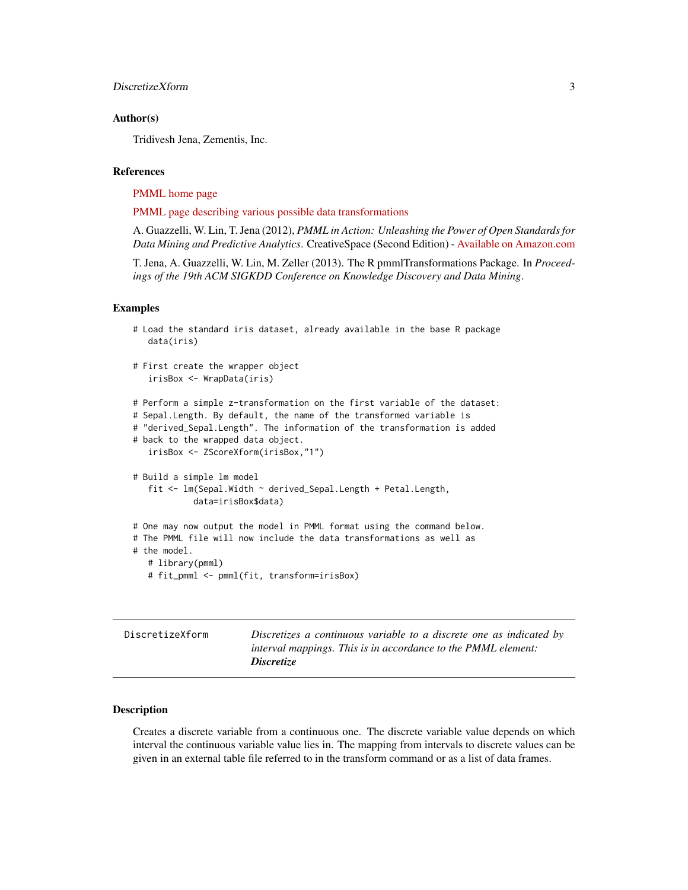### Author(s)

Tridivesh Jena, Zementis, Inc.

### References

PMML home page

PMML page describing various possible data transformations

A. Guazzelli, W. Lin, T. Jena (2012), *PMML in Action: Unleashing the Power of Open Standards for Data Mining and Predictive Analytics*. CreativeSpace (Second Edition) - Available on Amazon.com

T. Jena, A. Guazzelli, W. Lin, M. Zeller (2013). The R pmmlTransformations Package. In *Proceedings of the 19th ACM SIGKDD Conference on Knowledge Discovery and Data Mining*.

### Examples

```
# Load the standard iris dataset, already available in the base R package
   data(iris)

# First create the wrapper object
   irisBox <- WrapData(iris)

# Perform a simple z-transformation on the first variable of the dataset:
# Sepal.Length. By default, the name of the transformed variable is
# "derived_Sepal.Length". The information of the transformation is added
# back to the wrapped data object.
   irisBox <- ZScoreXform(irisBox,"1")

# Build a simple lm model
   fit <- lm(Sepal.Width ~ derived_Sepal.Length + Petal.Length,
            data=irisBox$data)

# One may now output the model in PMML format using the command below.
# The PMML file will now include the data transformations as well as
# the model.
   # library(pmml)
   # fit_pmml <- pmml(fit, transform=irisBox)
```

---

## DiscretizeXform — *Discretizes a continuous variable to a discrete one as indicated by interval mappings. This is in accordance to the PMML element:* ***Discretize***

---

### Description

Creates a discrete variable from a continuous one. The discrete variable value depends on which interval the continuous variable value lies in. The mapping from intervals to discrete values can be given in an external table file referred to in the transform command or as a list of data frames.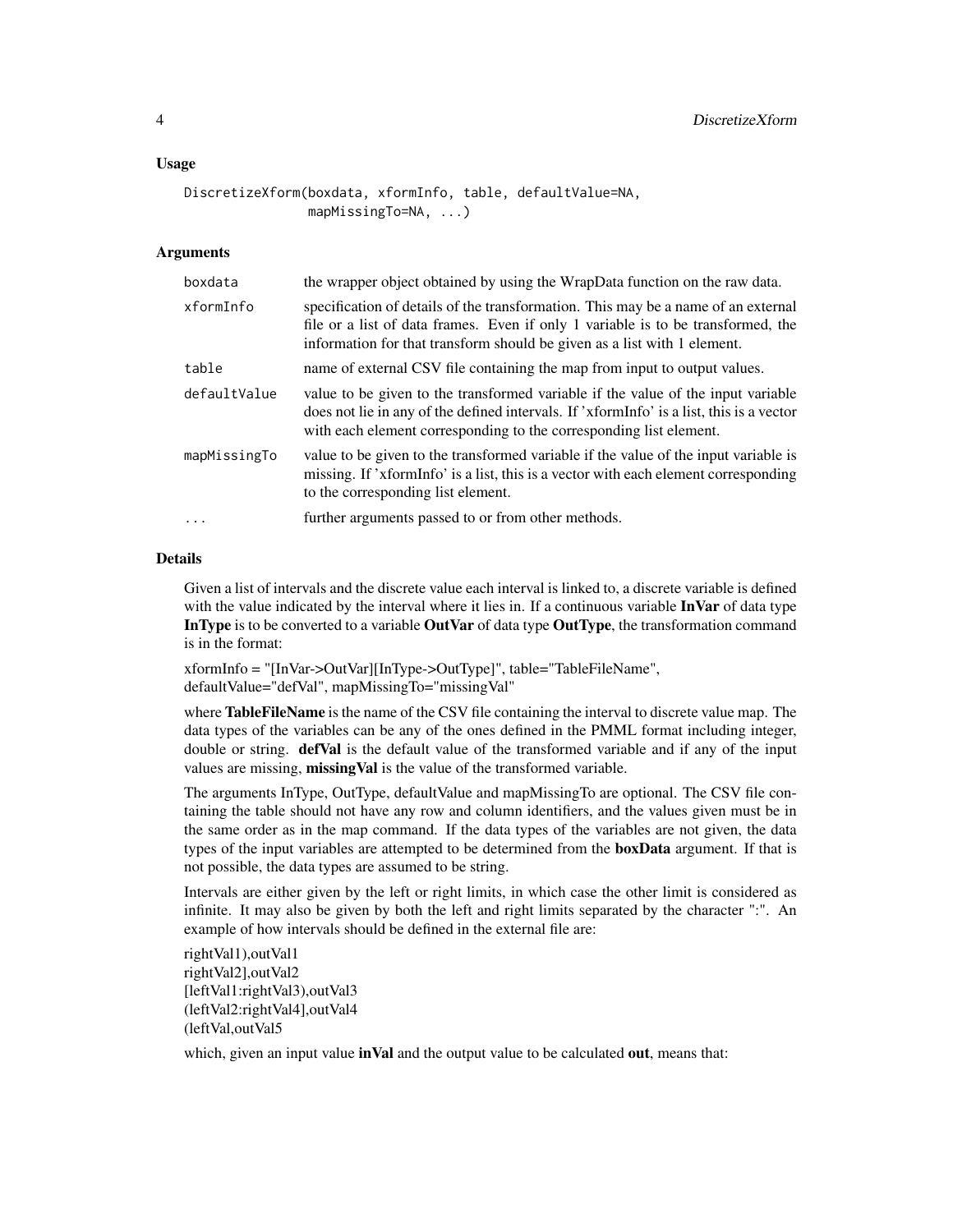## Usage

```
DiscretizeXform(boxdata, xformInfo, table, defaultValue=NA,
                mapMissingTo=NA, ...)
```

## Arguments

| | |
|---|---|
| boxdata | the wrapper object obtained by using the WrapData function on the raw data. |
| xformInfo | specification of details of the transformation. This may be a name of an external file or a list of data frames. Even if only 1 variable is to be transformed, the information for that transform should be given as a list with 1 element. |
| table | name of external CSV file containing the map from input to output values. |
| defaultValue | value to be given to the transformed variable if the value of the input variable does not lie in any of the defined intervals. If 'xformInfo' is a list, this is a vector with each element corresponding to the corresponding list element. |
| mapMissingTo | value to be given to the transformed variable if the value of the input variable is missing. If 'xformInfo' is a list, this is a vector with each element corresponding to the corresponding list element. |
| ... | further arguments passed to or from other methods. |

## Details

Given a list of intervals and the discrete value each interval is linked to, a discrete variable is defined with the value indicated by the interval where it lies in. If a continuous variable **InVar** of data type **InType** is to be converted to a variable **OutVar** of data type **OutType**, the transformation command is in the format:

xformInfo = "[InVar->OutVar][InType->OutType]", table="TableFileName", defaultValue="defVal", mapMissingTo="missingVal"

where **TableFileName** is the name of the CSV file containing the interval to discrete value map. The data types of the variables can be any of the ones defined in the PMML format including integer, double or string. **defVal** is the default value of the transformed variable and if any of the input values are missing, **missingVal** is the value of the transformed variable.

The arguments InType, OutType, defaultValue and mapMissingTo are optional. The CSV file containing the table should not have any row and column identifiers, and the values given must be in the same order as in the map command. If the data types of the variables are not given, the data types of the input variables are attempted to be determined from the **boxData** argument. If that is not possible, the data types are assumed to be string.

Intervals are either given by the left or right limits, in which case the other limit is considered as infinite. It may also be given by both the left and right limits separated by the character ":". An example of how intervals should be defined in the external file are:

rightVal1),outVal1
rightVal2],outVal2
[leftVal1:rightVal3),outVal3
(leftVal2:rightVal4],outVal4
(leftVal,outVal5

which, given an input value **inVal** and the output value to be calculated **out**, means that: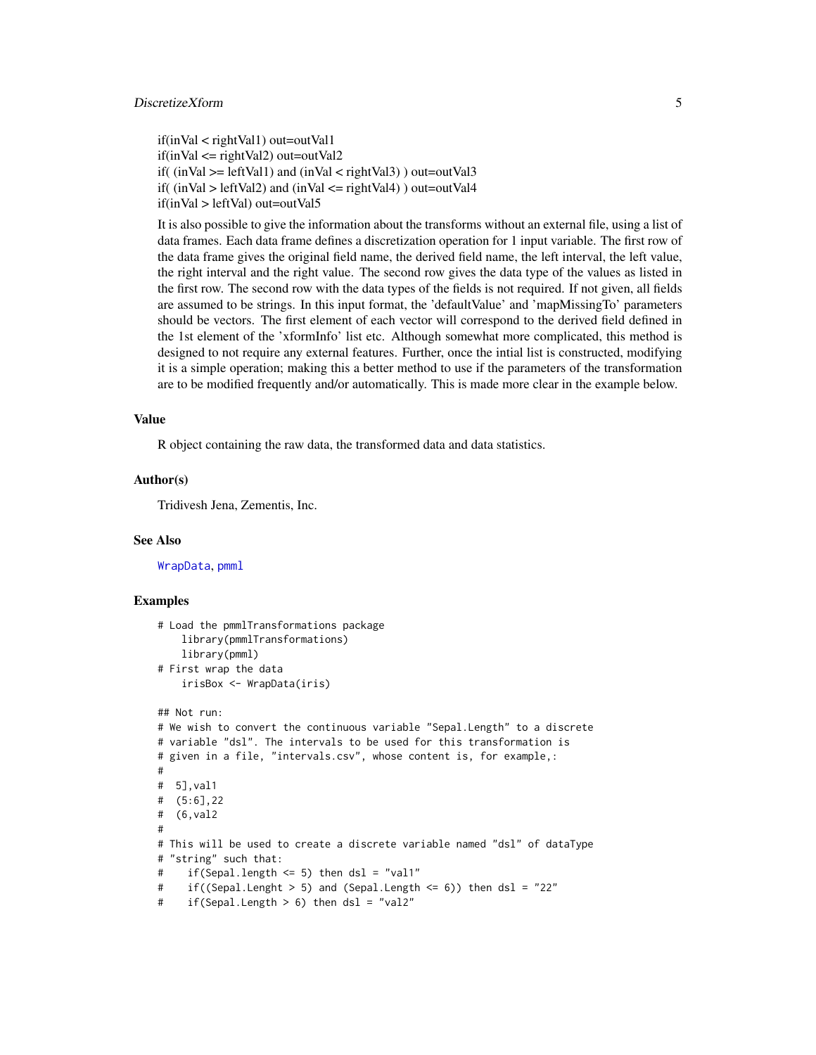if(inVal < rightVal1) out=outVal1
if(inVal <= rightVal2) out=outVal2
if( (inVal >= leftVal1) and (inVal < rightVal3) ) out=outVal3
if( (inVal > leftVal2) and (inVal <= rightVal4) ) out=outVal4
if(inVal > leftVal) out=outVal5

It is also possible to give the information about the transforms without an external file, using a list of data frames. Each data frame defines a discretization operation for 1 input variable. The first row of the data frame gives the original field name, the derived field name, the left interval, the left value, the right interval and the right value. The second row gives the data type of the values as listed in the first row. The second row with the data types of the fields is not required. If not given, all fields are assumed to be strings. In this input format, the 'defaultValue' and 'mapMissingTo' parameters should be vectors. The first element of each vector will correspond to the derived field defined in the 1st element of the 'xformInfo' list etc. Although somewhat more complicated, this method is designed to not require any external features. Further, once the intial list is constructed, modifying it is a simple operation; making this a better method to use if the parameters of the transformation are to be modified frequently and/or automatically. This is made more clear in the example below.

### Value

R object containing the raw data, the transformed data and data statistics.

### Author(s)

Tridivesh Jena, Zementis, Inc.

### See Also

WrapData, pmml

### Examples

```
# Load the pmmlTransformations package
    library(pmmlTransformations)
    library(pmml)
# First wrap the data
    irisBox <- WrapData(iris)

## Not run:
# We wish to convert the continuous variable "Sepal.Length" to a discrete
# variable "dsl". The intervals to be used for this transformation is
# given in a file, "intervals.csv", whose content is, for example,:
#
#  5],val1
#  (5:6],22
#  (6,val2
#
# This will be used to create a discrete variable named "dsl" of dataType
# "string" such that:
#    if(Sepal.length <= 5) then dsl = "val1"
#    if((Sepal.Lenght > 5) and (Sepal.Length <= 6)) then dsl = "22"
#    if(Sepal.Length > 6) then dsl = "val2"
```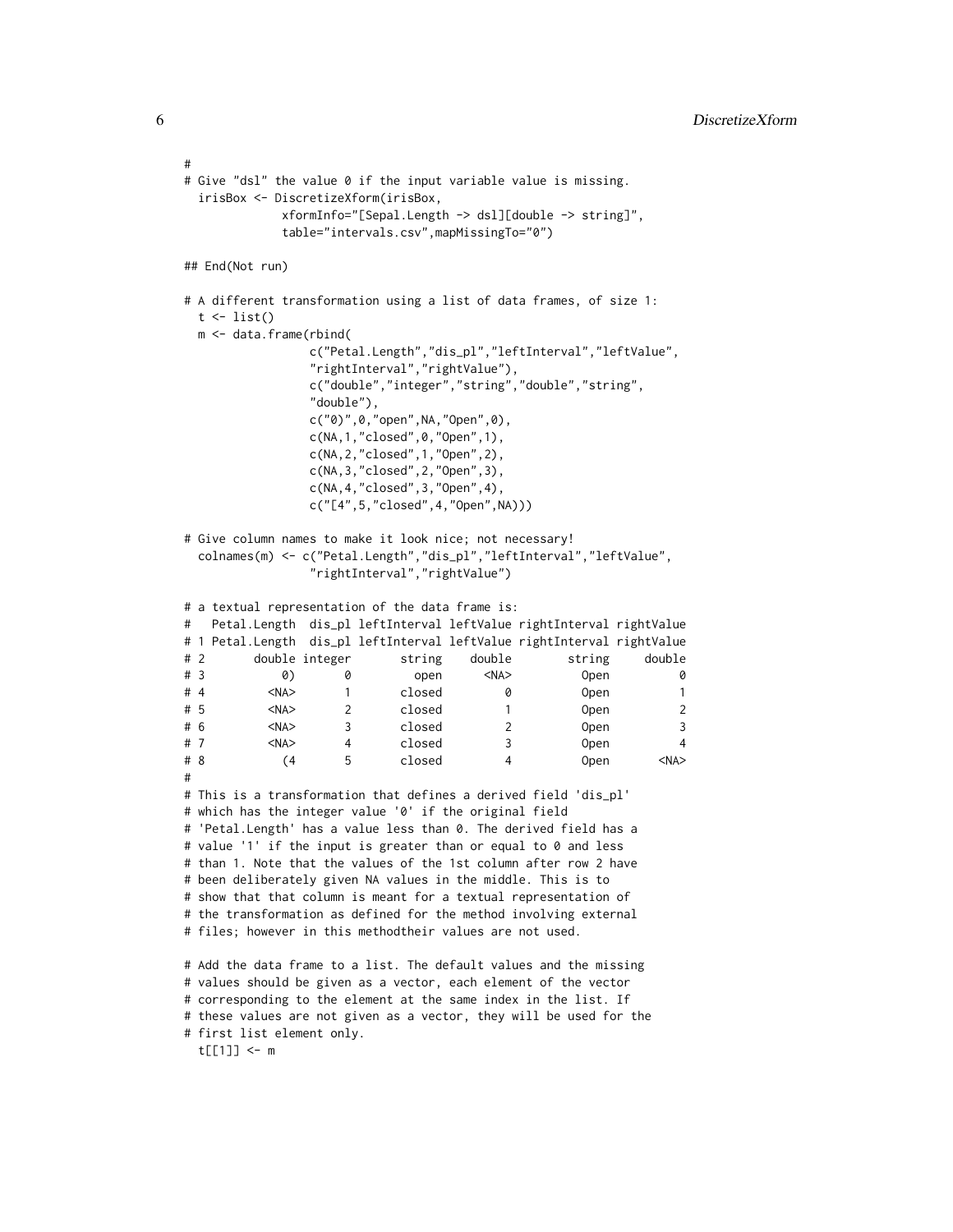```
#
# Give "dsl" the value 0 if the input variable value is missing.
  irisBox <- DiscretizeXform(irisBox,
             xformInfo="[Sepal.Length -> dsl][double -> string]",
             table="intervals.csv",mapMissingTo="0")

## End(Not run)

# A different transformation using a list of data frames, of size 1:
  t <- list()
  m <- data.frame(rbind(
                 c("Petal.Length","dis_pl","leftInterval","leftValue",
                 "rightInterval","rightValue"),
                 c("double","integer","string","double","string",
                 "double"),
                 c("0)",0,"open",NA,"Open",0),
                 c(NA,1,"closed",0,"Open",1),
                 c(NA,2,"closed",1,"Open",2),
                 c(NA,3,"closed",2,"Open",3),
                 c(NA,4,"closed",3,"Open",4),
                 c("[4",5,"closed",4,"Open",NA)))

# Give column names to make it look nice; not necessary!
  colnames(m) <- c("Petal.Length","dis_pl","leftInterval","leftValue",
                 "rightInterval","rightValue")

# a textual representation of the data frame is:
#   Petal.Length  dis_pl leftInterval leftValue rightInterval rightValue
# 1 Petal.Length  dis_pl leftInterval leftValue rightInterval rightValue
# 2       double integer       string    double        string     double
# 3           0)       0         open      <NA>          Open          0
# 4         <NA>       1       closed         0          Open          1
# 5         <NA>       2       closed         1          Open          2
# 6         <NA>       3       closed         2          Open          3
# 7         <NA>       4       closed         3          Open          4
# 8           (4       5       closed         4          Open       <NA>
#
# This is a transformation that defines a derived field 'dis_pl'
# which has the integer value '0' if the original field
# 'Petal.Length' has a value less than 0. The derived field has a
# value '1' if the input is greater than or equal to 0 and less
# than 1. Note that the values of the 1st column after row 2 have
# been deliberately given NA values in the middle. This is to
# show that that column is meant for a textual representation of
# the transformation as defined for the method involving external
# files; however in this methodtheir values are not used.

# Add the data frame to a list. The default values and the missing
# values should be given as a vector, each element of the vector
# corresponding to the element at the same index in the list. If
# these values are not given as a vector, they will be used for the
# first list element only.
  t[[1]] <- m
```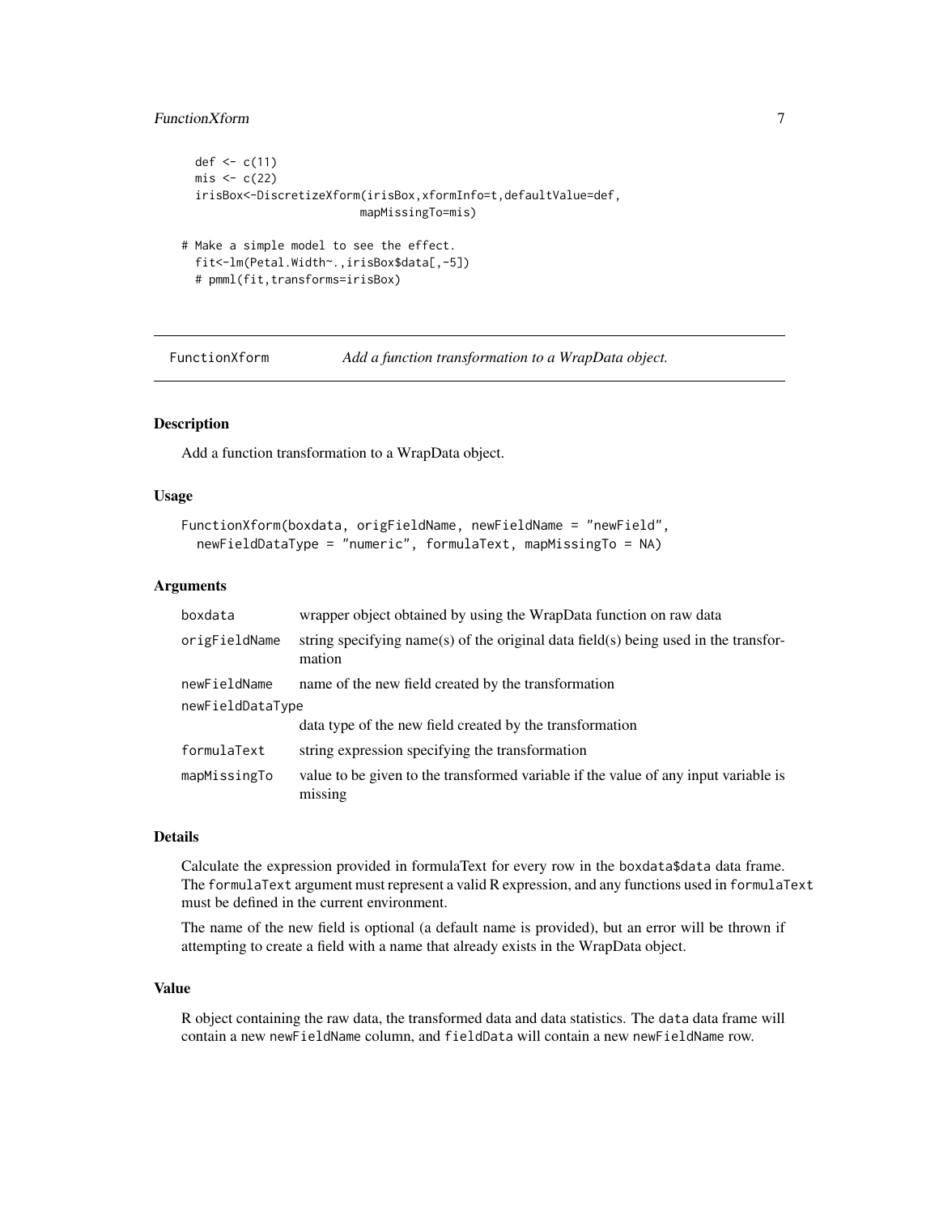```
  def <- c(11)
  mis <- c(22)
  irisBox<-DiscretizeXform(irisBox,xformInfo=t,defaultValue=def,
                         mapMissingTo=mis)

# Make a simple model to see the effect.
  fit<-lm(Petal.Width~.,irisBox$data[,-5])
  # pmml(fit,transforms=irisBox)
```

---

## FunctionXform — *Add a function transformation to a WrapData object.*

### Description

Add a function transformation to a WrapData object.

### Usage

```
FunctionXform(boxdata, origFieldName, newFieldName = "newField",
  newFieldDataType = "numeric", formulaText, mapMissingTo = NA)
```

### Arguments

| Argument | Description |
|---|---|
| `boxdata` | wrapper object obtained by using the WrapData function on raw data |
| `origFieldName` | string specifying name(s) of the original data field(s) being used in the transformation |
| `newFieldName` | name of the new field created by the transformation |
| `newFieldDataType` | data type of the new field created by the transformation |
| `formulaText` | string expression specifying the transformation |
| `mapMissingTo` | value to be given to the transformed variable if the value of any input variable is missing |

### Details

Calculate the expression provided in formulaText for every row in the `boxdata$data` data frame. The `formulaText` argument must represent a valid R expression, and any functions used in `formulaText` must be defined in the current environment.

The name of the new field is optional (a default name is provided), but an error will be thrown if attempting to create a field with a name that already exists in the WrapData object.

### Value

R object containing the raw data, the transformed data and data statistics. The `data` data frame will contain a new `newFieldName` column, and `fieldData` will contain a new `newFieldName` row.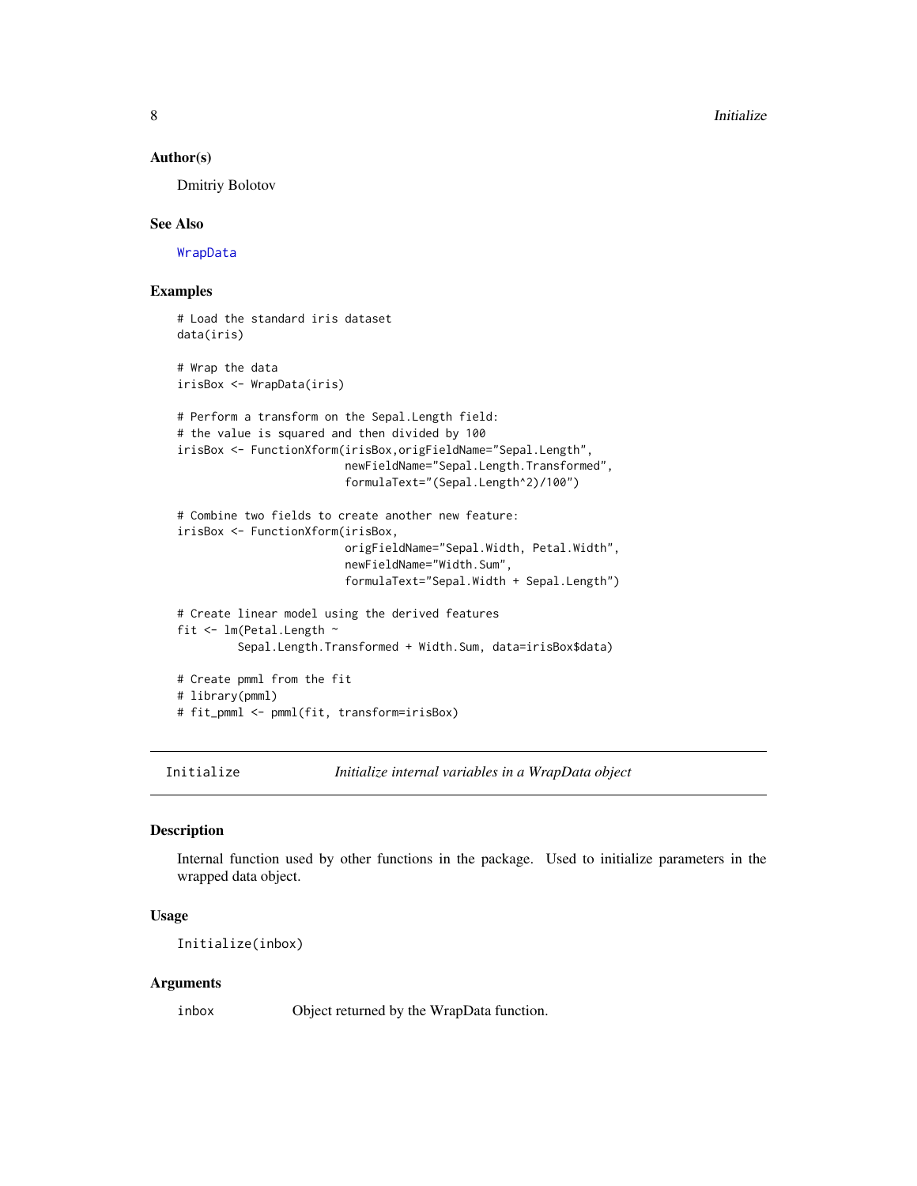### Author(s)

Dmitriy Bolotov

### See Also

WrapData

### Examples

```
# Load the standard iris dataset
data(iris)

# Wrap the data
irisBox <- WrapData(iris)

# Perform a transform on the Sepal.Length field:
# the value is squared and then divided by 100
irisBox <- FunctionXform(irisBox,origFieldName="Sepal.Length",
                         newFieldName="Sepal.Length.Transformed",
                         formulaText="(Sepal.Length^2)/100")

# Combine two fields to create another new feature:
irisBox <- FunctionXform(irisBox,
                         origFieldName="Sepal.Width, Petal.Width",
                         newFieldName="Width.Sum",
                         formulaText="Sepal.Width + Sepal.Length")

# Create linear model using the derived features
fit <- lm(Petal.Length ~
         Sepal.Length.Transformed + Width.Sum, data=irisBox$data)

# Create pmml from the fit
# library(pmml)
# fit_pmml <- pmml(fit, transform=irisBox)
```

---

## Initialize — *Initialize internal variables in a WrapData object*

### Description

Internal function used by other functions in the package. Used to initialize parameters in the wrapped data object.

### Usage

```
Initialize(inbox)
```

### Arguments

| | |
|---|---|
| inbox | Object returned by the WrapData function. |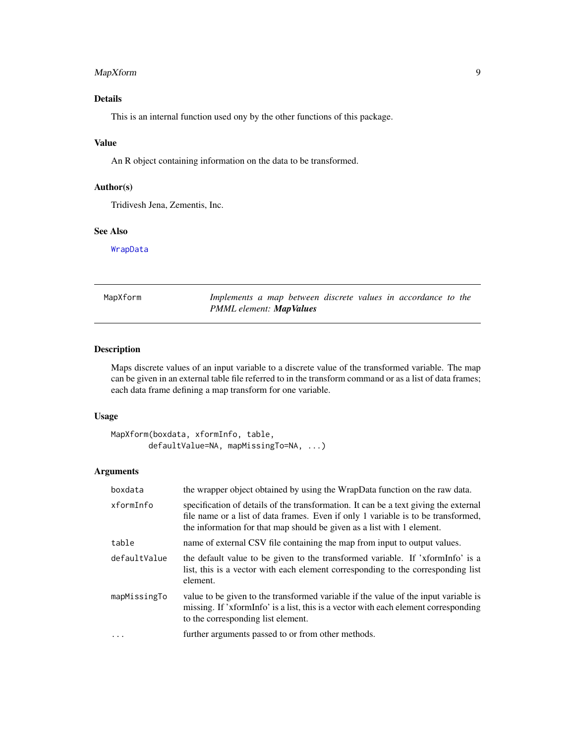### Details

This is an internal function used ony by the other functions of this package.

### Value

An R object containing information on the data to be transformed.

### Author(s)

Tridivesh Jena, Zementis, Inc.

### See Also

WrapData

---

## MapXform — *Implements a map between discrete values in accordance to the PMML element:* ***MapValues***

### Description

Maps discrete values of an input variable to a discrete value of the transformed variable. The map can be given in an external table file referred to in the transform command or as a list of data frames; each data frame defining a map transform for one variable.

### Usage

```
MapXform(boxdata, xformInfo, table,
        defaultValue=NA, mapMissingTo=NA, ...)
```

### Arguments

| | |
|---|---|
| boxdata | the wrapper object obtained by using the WrapData function on the raw data. |
| xformInfo | specification of details of the transformation. It can be a text giving the external file name or a list of data frames. Even if only 1 variable is to be transformed, the information for that map should be given as a list with 1 element. |
| table | name of external CSV file containing the map from input to output values. |
| defaultValue | the default value to be given to the transformed variable. If 'xformInfo' is a list, this is a vector with each element corresponding to the corresponding list element. |
| mapMissingTo | value to be given to the transformed variable if the value of the input variable is missing. If 'xformInfo' is a list, this is a vector with each element corresponding to the corresponding list element. |
| ... | further arguments passed to or from other methods. |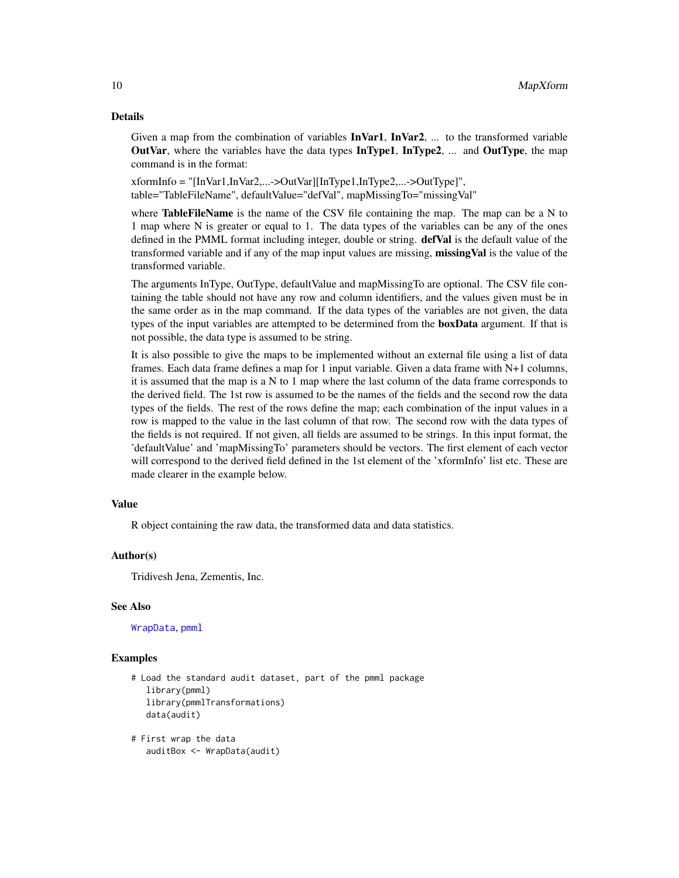### Details

Given a map from the combination of variables **InVar1**, **InVar2**, ... to the transformed variable **OutVar**, where the variables have the data types **InType1**, **InType2**, ... and **OutType**, the map command is in the format:

xformInfo = "[InVar1,InVar2,...->OutVar][InType1,InType2,...->OutType]", table="TableFileName", defaultValue="defVal", mapMissingTo="missingVal"

where **TableFileName** is the name of the CSV file containing the map. The map can be a N to 1 map where N is greater or equal to 1. The data types of the variables can be any of the ones defined in the PMML format including integer, double or string. **defVal** is the default value of the transformed variable and if any of the map input values are missing, **missingVal** is the value of the transformed variable.

The arguments InType, OutType, defaultValue and mapMissingTo are optional. The CSV file containing the table should not have any row and column identifiers, and the values given must be in the same order as in the map command. If the data types of the variables are not given, the data types of the input variables are attempted to be determined from the **boxData** argument. If that is not possible, the data type is assumed to be string.

It is also possible to give the maps to be implemented without an external file using a list of data frames. Each data frame defines a map for 1 input variable. Given a data frame with N+1 columns, it is assumed that the map is a N to 1 map where the last column of the data frame corresponds to the derived field. The 1st row is assumed to be the names of the fields and the second row the data types of the fields. The rest of the rows define the map; each combination of the input values in a row is mapped to the value in the last column of that row. The second row with the data types of the fields is not required. If not given, all fields are assumed to be strings. In this input format, the 'defaultValue' and 'mapMissingTo' parameters should be vectors. The first element of each vector will correspond to the derived field defined in the 1st element of the 'xformInfo' list etc. These are made clearer in the example below.

### Value

R object containing the raw data, the transformed data and data statistics.

### Author(s)

Tridivesh Jena, Zementis, Inc.

### See Also

WrapData, pmml

### Examples

```
# Load the standard audit dataset, part of the pmml package
   library(pmml)
   library(pmmlTransformations)
   data(audit)

# First wrap the data
   auditBox <- WrapData(audit)
```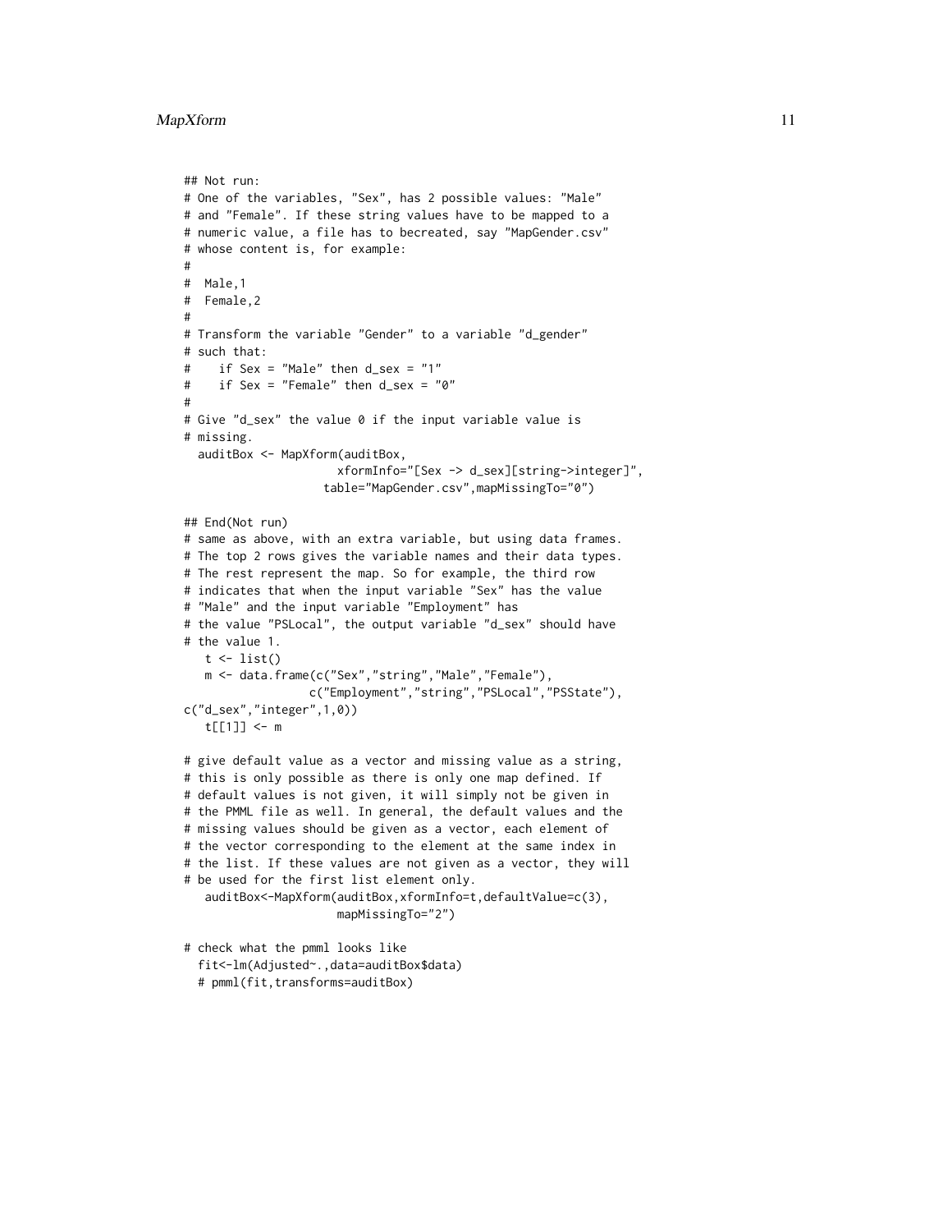```
## Not run:
# One of the variables, "Sex", has 2 possible values: "Male"
# and "Female". If these string values have to be mapped to a
# numeric value, a file has to becreated, say "MapGender.csv"
# whose content is, for example:
#
#  Male,1
#  Female,2
#
# Transform the variable "Gender" to a variable "d_gender"
# such that:
#    if Sex = "Male" then d_sex = "1"
#    if Sex = "Female" then d_sex = "0"
#
# Give "d_sex" the value 0 if the input variable value is
# missing.
  auditBox <- MapXform(auditBox,
                     xformInfo="[Sex -> d_sex][string->integer]",
                   table="MapGender.csv",mapMissingTo="0")

## End(Not run)
# same as above, with an extra variable, but using data frames.
# The top 2 rows gives the variable names and their data types.
# The rest represent the map. So for example, the third row
# indicates that when the input variable "Sex" has the value
# "Male" and the input variable "Employment" has
# the value "PSLocal", the output variable "d_sex" should have
# the value 1.
   t <- list()
   m <- data.frame(c("Sex","string","Male","Female"),
                 c("Employment","string","PSLocal","PSState"),
c("d_sex","integer",1,0))
   t[[1]] <- m

# give default value as a vector and missing value as a string,
# this is only possible as there is only one map defined. If
# default values is not given, it will simply not be given in
# the PMML file as well. In general, the default values and the
# missing values should be given as a vector, each element of
# the vector corresponding to the element at the same index in
# the list. If these values are not given as a vector, they will
# be used for the first list element only.
   auditBox<-MapXform(auditBox,xformInfo=t,defaultValue=c(3),
                     mapMissingTo="2")

# check what the pmml looks like
  fit<-lm(Adjusted~.,data=auditBox$data)
  # pmml(fit,transforms=auditBox)
```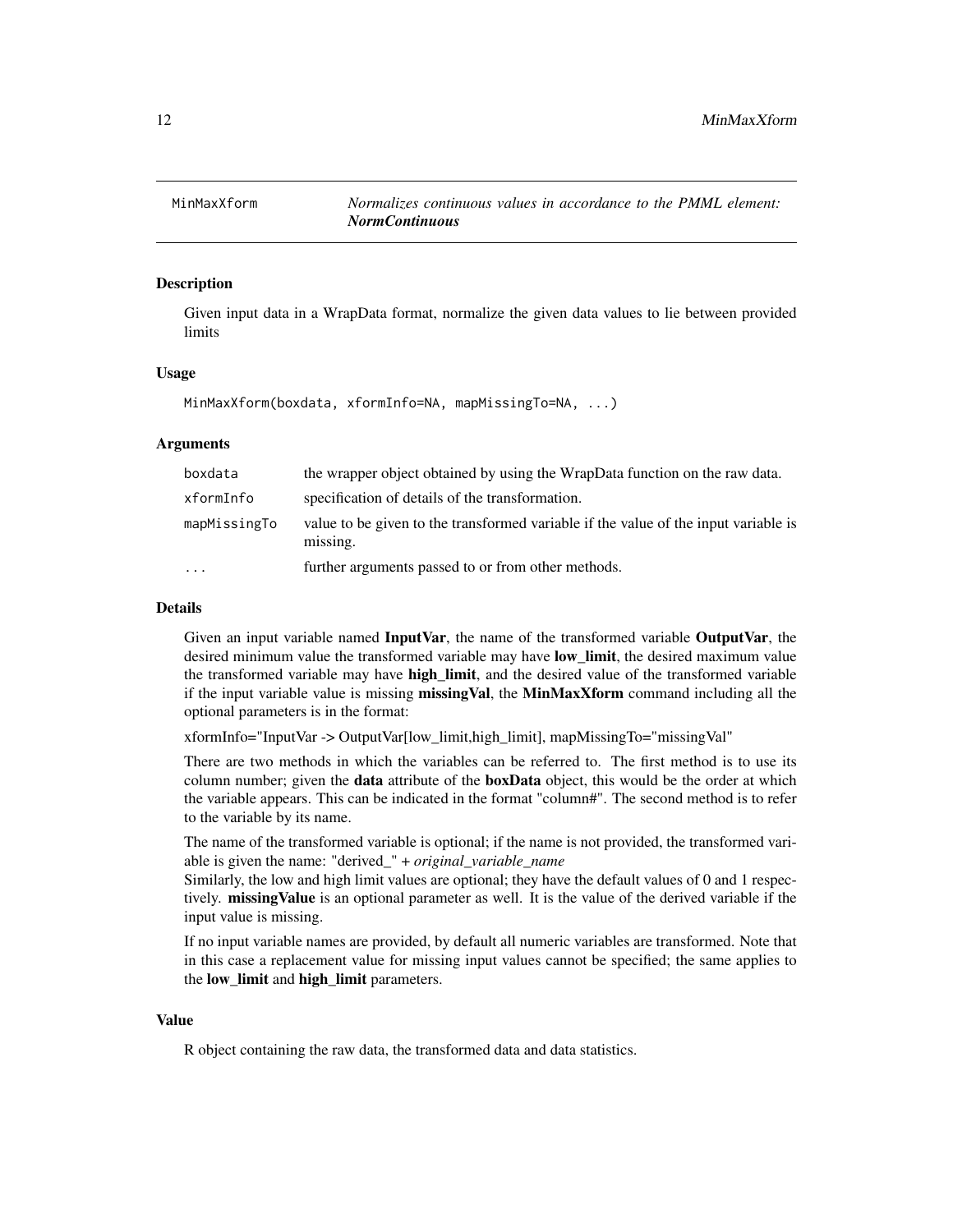MinMaxXform — *Normalizes continuous values in accordance to the PMML element: **NormContinuous***

## Description

Given input data in a WrapData format, normalize the given data values to lie between provided limits

## Usage

```
MinMaxXform(boxdata, xformInfo=NA, mapMissingTo=NA, ...)
```

## Arguments

| | |
|---|---|
| boxdata | the wrapper object obtained by using the WrapData function on the raw data. |
| xformInfo | specification of details of the transformation. |
| mapMissingTo | value to be given to the transformed variable if the value of the input variable is missing. |
| ... | further arguments passed to or from other methods. |

## Details

Given an input variable named **InputVar**, the name of the transformed variable **OutputVar**, the desired minimum value the transformed variable may have **low_limit**, the desired maximum value the transformed variable may have **high_limit**, and the desired value of the transformed variable if the input variable value is missing **missingVal**, the **MinMaxXform** command including all the optional parameters is in the format:

xformInfo="InputVar -> OutputVar[low_limit,high_limit], mapMissingTo="missingVal"

There are two methods in which the variables can be referred to. The first method is to use its column number; given the **data** attribute of the **boxData** object, this would be the order at which the variable appears. This can be indicated in the format "column#". The second method is to refer to the variable by its name.

The name of the transformed variable is optional; if the name is not provided, the transformed variable is given the name: "derived_" + *original_variable_name*

Similarly, the low and high limit values are optional; they have the default values of 0 and 1 respectively. **missingValue** is an optional parameter as well. It is the value of the derived variable if the input value is missing.

If no input variable names are provided, by default all numeric variables are transformed. Note that in this case a replacement value for missing input values cannot be specified; the same applies to the **low_limit** and **high_limit** parameters.

## Value

R object containing the raw data, the transformed data and data statistics.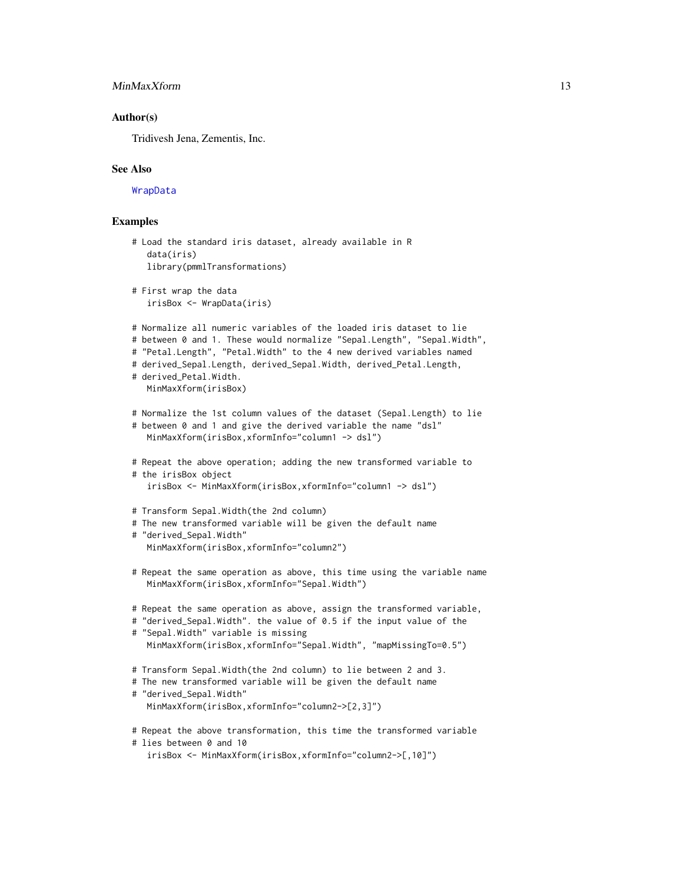## Author(s)

Tridivesh Jena, Zementis, Inc.

## See Also

WrapData

## Examples

```
# Load the standard iris dataset, already available in R
   data(iris)
   library(pmmlTransformations)

# First wrap the data
   irisBox <- WrapData(iris)

# Normalize all numeric variables of the loaded iris dataset to lie
# between 0 and 1. These would normalize "Sepal.Length", "Sepal.Width",
# "Petal.Length", "Petal.Width" to the 4 new derived variables named
# derived_Sepal.Length, derived_Sepal.Width, derived_Petal.Length,
# derived_Petal.Width.
   MinMaxXform(irisBox)

# Normalize the 1st column values of the dataset (Sepal.Length) to lie
# between 0 and 1 and give the derived variable the name "dsl"
   MinMaxXform(irisBox,xformInfo="column1 -> dsl")

# Repeat the above operation; adding the new transformed variable to
# the irisBox object
   irisBox <- MinMaxXform(irisBox,xformInfo="column1 -> dsl")

# Transform Sepal.Width(the 2nd column)
# The new transformed variable will be given the default name
# "derived_Sepal.Width"
   MinMaxXform(irisBox,xformInfo="column2")

# Repeat the same operation as above, this time using the variable name
   MinMaxXform(irisBox,xformInfo="Sepal.Width")

# Repeat the same operation as above, assign the transformed variable,
# "derived_Sepal.Width". the value of 0.5 if the input value of the
# "Sepal.Width" variable is missing
   MinMaxXform(irisBox,xformInfo="Sepal.Width", "mapMissingTo=0.5")

# Transform Sepal.Width(the 2nd column) to lie between 2 and 3.
# The new transformed variable will be given the default name
# "derived_Sepal.Width"
   MinMaxXform(irisBox,xformInfo="column2->[2,3]")

# Repeat the above transformation, this time the transformed variable
# lies between 0 and 10
   irisBox <- MinMaxXform(irisBox,xformInfo="column2->[,10]")
```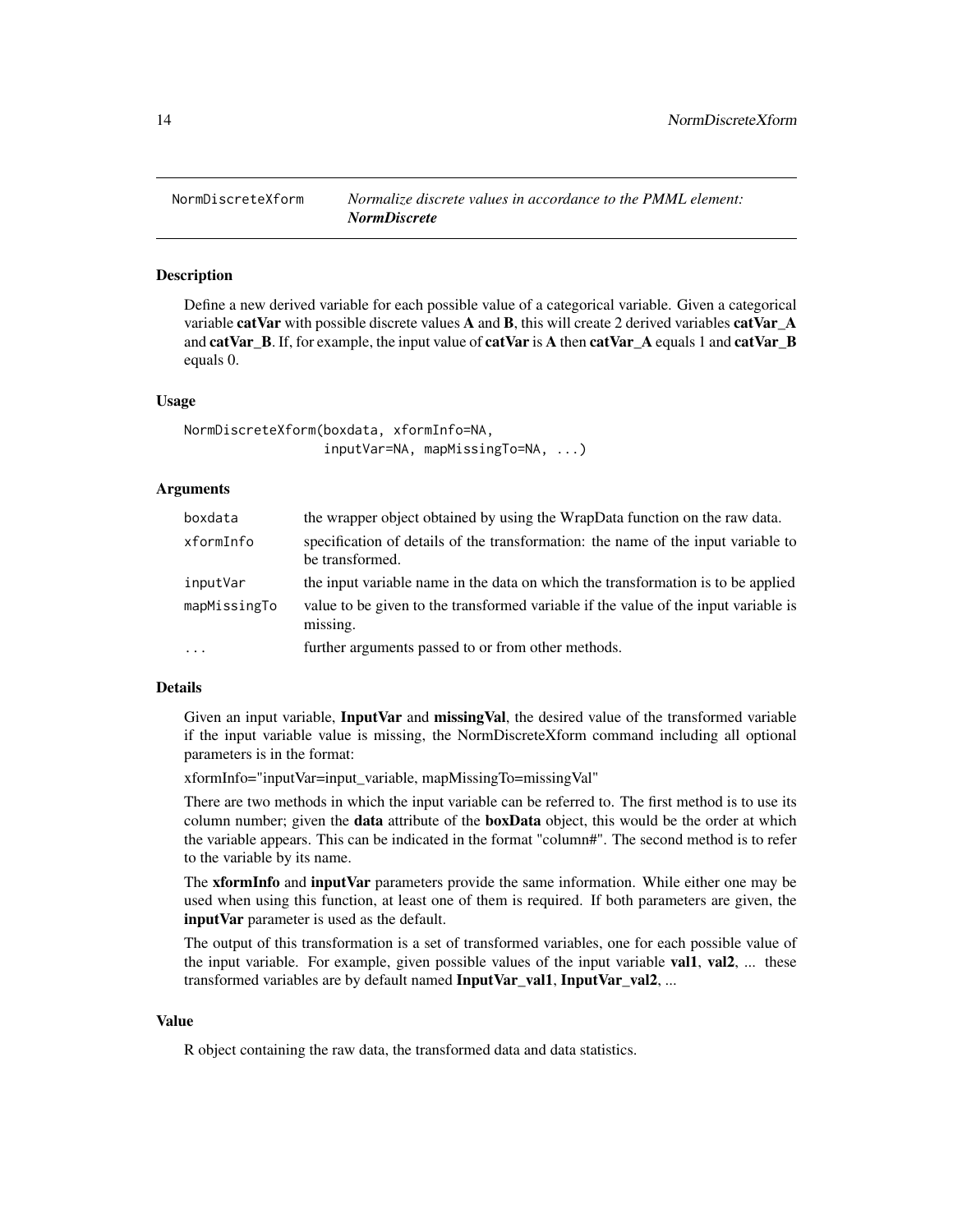# NormDiscreteXform — *Normalize discrete values in accordance to the PMML element: **NormDiscrete***

## Description

Define a new derived variable for each possible value of a categorical variable. Given a categorical variable **catVar** with possible discrete values **A** and **B**, this will create 2 derived variables **catVar_A** and **catVar_B**. If, for example, the input value of **catVar** is **A** then **catVar_A** equals 1 and **catVar_B** equals 0.

## Usage

```
NormDiscreteXform(boxdata, xformInfo=NA,
                  inputVar=NA, mapMissingTo=NA, ...)
```

## Arguments

| | |
|---|---|
| boxdata | the wrapper object obtained by using the WrapData function on the raw data. |
| xformInfo | specification of details of the transformation: the name of the input variable to be transformed. |
| inputVar | the input variable name in the data on which the transformation is to be applied |
| mapMissingTo | value to be given to the transformed variable if the value of the input variable is missing. |
| ... | further arguments passed to or from other methods. |

## Details

Given an input variable, **InputVar** and **missingVal**, the desired value of the transformed variable if the input variable value is missing, the NormDiscreteXform command including all optional parameters is in the format:

xformInfo="inputVar=input_variable, mapMissingTo=missingVal"

There are two methods in which the input variable can be referred to. The first method is to use its column number; given the **data** attribute of the **boxData** object, this would be the order at which the variable appears. This can be indicated in the format "column#". The second method is to refer to the variable by its name.

The **xformInfo** and **inputVar** parameters provide the same information. While either one may be used when using this function, at least one of them is required. If both parameters are given, the **inputVar** parameter is used as the default.

The output of this transformation is a set of transformed variables, one for each possible value of the input variable. For example, given possible values of the input variable **val1**, **val2**, ... these transformed variables are by default named **InputVar_val1**, **InputVar_val2**, ...

## Value

R object containing the raw data, the transformed data and data statistics.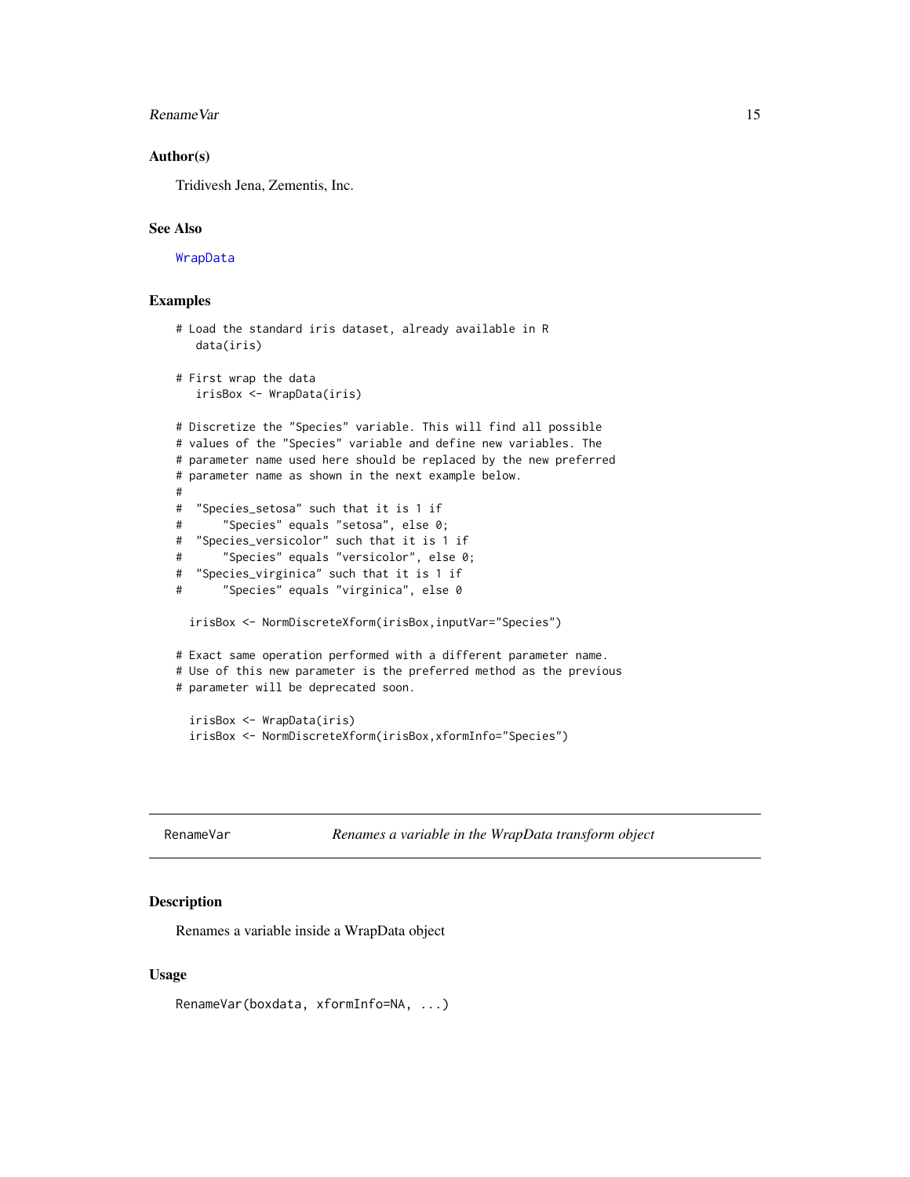### Author(s)

Tridivesh Jena, Zementis, Inc.

### See Also

WrapData

### Examples

```
# Load the standard iris dataset, already available in R
   data(iris)

# First wrap the data
   irisBox <- WrapData(iris)

# Discretize the "Species" variable. This will find all possible
# values of the "Species" variable and define new variables. The
# parameter name used here should be replaced by the new preferred
# parameter name as shown in the next example below.
#
#  "Species_setosa" such that it is 1 if
#      "Species" equals "setosa", else 0;
#  "Species_versicolor" such that it is 1 if
#      "Species" equals "versicolor", else 0;
#  "Species_virginica" such that it is 1 if
#      "Species" equals "virginica", else 0

  irisBox <- NormDiscreteXform(irisBox,inputVar="Species")

# Exact same operation performed with a different parameter name.
# Use of this new parameter is the preferred method as the previous
# parameter will be deprecated soon.

  irisBox <- WrapData(iris)
  irisBox <- NormDiscreteXform(irisBox,xformInfo="Species")
```

---

## RenameVar — *Renames a variable in the WrapData transform object*

### Description

Renames a variable inside a WrapData object

### Usage

```
RenameVar(boxdata, xformInfo=NA, ...)
```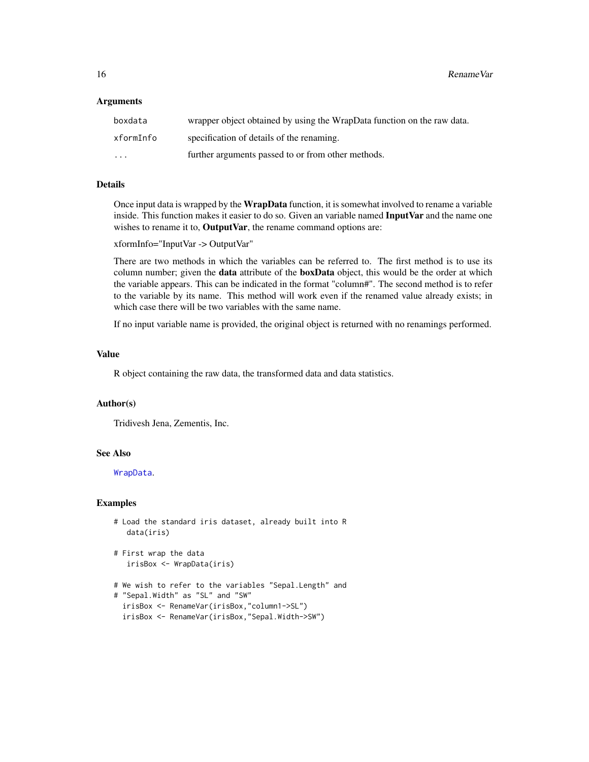### Arguments

| | |
|---|---|
| boxdata | wrapper object obtained by using the WrapData function on the raw data. |
| xformInfo | specification of details of the renaming. |
| ... | further arguments passed to or from other methods. |

### Details

Once input data is wrapped by the **WrapData** function, it is somewhat involved to rename a variable inside. This function makes it easier to do so. Given an variable named **InputVar** and the name one wishes to rename it to, **OutputVar**, the rename command options are:

xformInfo="InputVar -> OutputVar"

There are two methods in which the variables can be referred to. The first method is to use its column number; given the **data** attribute of the **boxData** object, this would be the order at which the variable appears. This can be indicated in the format "column#". The second method is to refer to the variable by its name. This method will work even if the renamed value already exists; in which case there will be two variables with the same name.

If no input variable name is provided, the original object is returned with no renamings performed.

### Value

R object containing the raw data, the transformed data and data statistics.

### Author(s)

Tridivesh Jena, Zementis, Inc.

### See Also

WrapData.

### Examples

```
# Load the standard iris dataset, already built into R
   data(iris)

# First wrap the data
   irisBox <- WrapData(iris)

# We wish to refer to the variables "Sepal.Length" and
# "Sepal.Width" as "SL" and "SW"
  irisBox <- RenameVar(irisBox,"column1->SL")
  irisBox <- RenameVar(irisBox,"Sepal.Width->SW")
```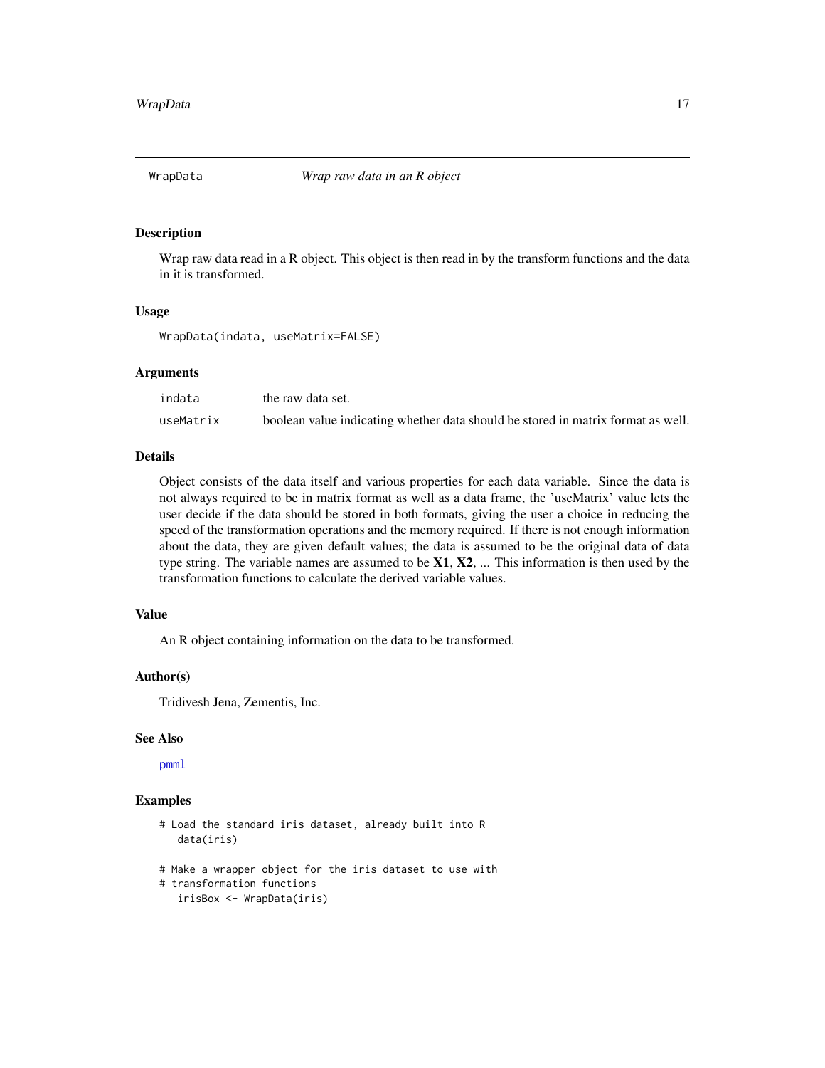## WrapData    *Wrap raw data in an R object*

### Description

Wrap raw data read in a R object. This object is then read in by the transform functions and the data in it is transformed.

### Usage

```
WrapData(indata, useMatrix=FALSE)
```

### Arguments

| | |
|---|---|
| `indata` | the raw data set. |
| `useMatrix` | boolean value indicating whether data should be stored in matrix format as well. |

### Details

Object consists of the data itself and various properties for each data variable. Since the data is not always required to be in matrix format as well as a data frame, the 'useMatrix' value lets the user decide if the data should be stored in both formats, giving the user a choice in reducing the speed of the transformation operations and the memory required. If there is not enough information about the data, they are given default values; the data is assumed to be the original data of data type string. The variable names are assumed to be **X1**, **X2**, ... This information is then used by the transformation functions to calculate the derived variable values.

### Value

An R object containing information on the data to be transformed.

### Author(s)

Tridivesh Jena, Zementis, Inc.

### See Also

`pmml`

### Examples

```
# Load the standard iris dataset, already built into R
   data(iris)

# Make a wrapper object for the iris dataset to use with
# transformation functions
   irisBox <- WrapData(iris)
```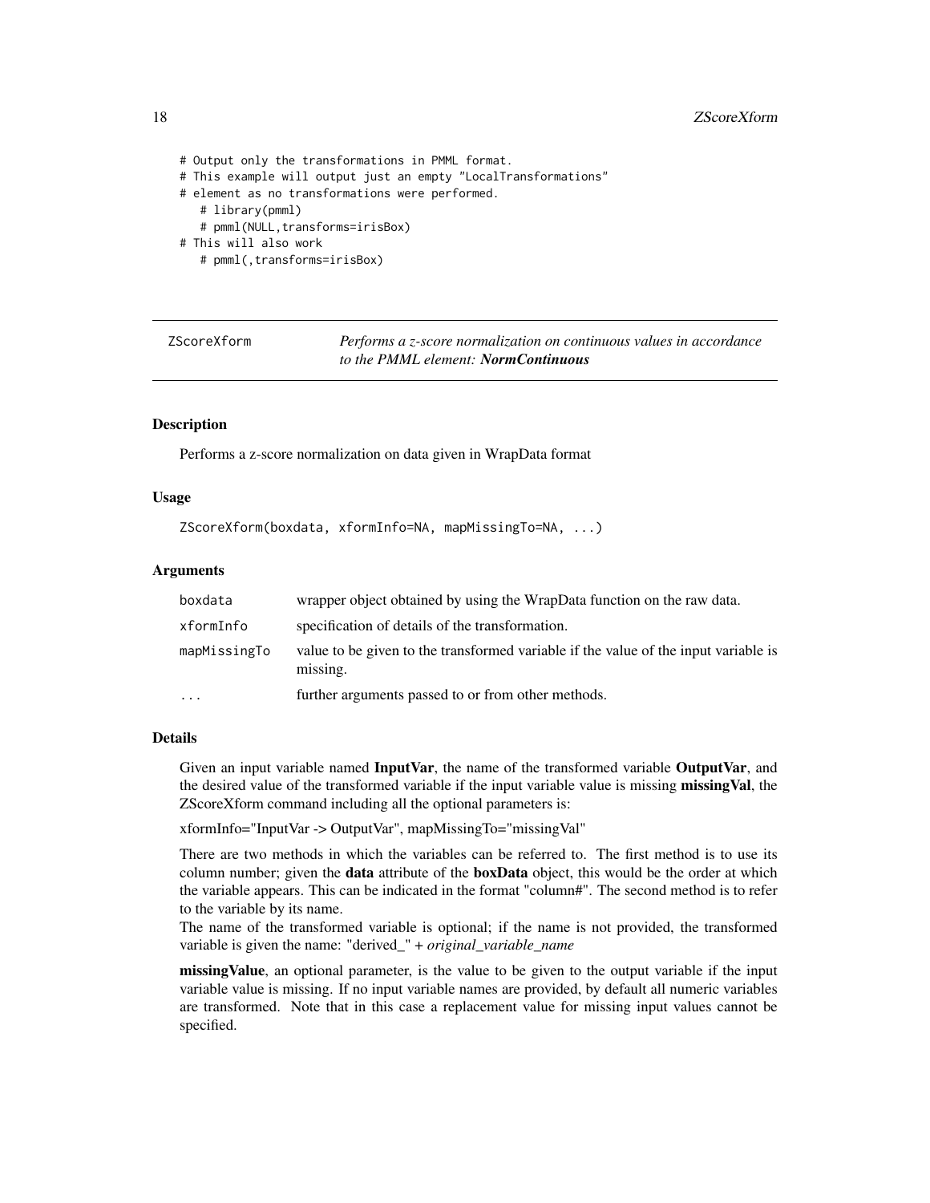```
# Output only the transformations in PMML format.
# This example will output just an empty "LocalTransformations"
# element as no transformations were performed.
   # library(pmml)
   # pmml(NULL,transforms=irisBox)
# This will also work
   # pmml(,transforms=irisBox)
```

## ZScoreXform — *Performs a z-score normalization on continuous values in accordance to the PMML element:* ***NormContinuous***

### Description

Performs a z-score normalization on data given in WrapData format

### Usage

```
ZScoreXform(boxdata, xformInfo=NA, mapMissingTo=NA, ...)
```

### Arguments

| | |
|---|---|
| `boxdata` | wrapper object obtained by using the WrapData function on the raw data. |
| `xformInfo` | specification of details of the transformation. |
| `mapMissingTo` | value to be given to the transformed variable if the value of the input variable is missing. |
| `...` | further arguments passed to or from other methods. |

### Details

Given an input variable named **InputVar**, the name of the transformed variable **OutputVar**, and the desired value of the transformed variable if the input variable value is missing **missingVal**, the ZScoreXform command including all the optional parameters is:

xformInfo="InputVar -> OutputVar", mapMissingTo="missingVal"

There are two methods in which the variables can be referred to. The first method is to use its column number; given the **data** attribute of the **boxData** object, this would be the order at which the variable appears. This can be indicated in the format "column#". The second method is to refer to the variable by its name.
The name of the transformed variable is optional; if the name is not provided, the transformed variable is given the name: "derived_" + *original_variable_name*

**missingValue**, an optional parameter, is the value to be given to the output variable if the input variable value is missing. If no input variable names are provided, by default all numeric variables are transformed. Note that in this case a replacement value for missing input values cannot be specified.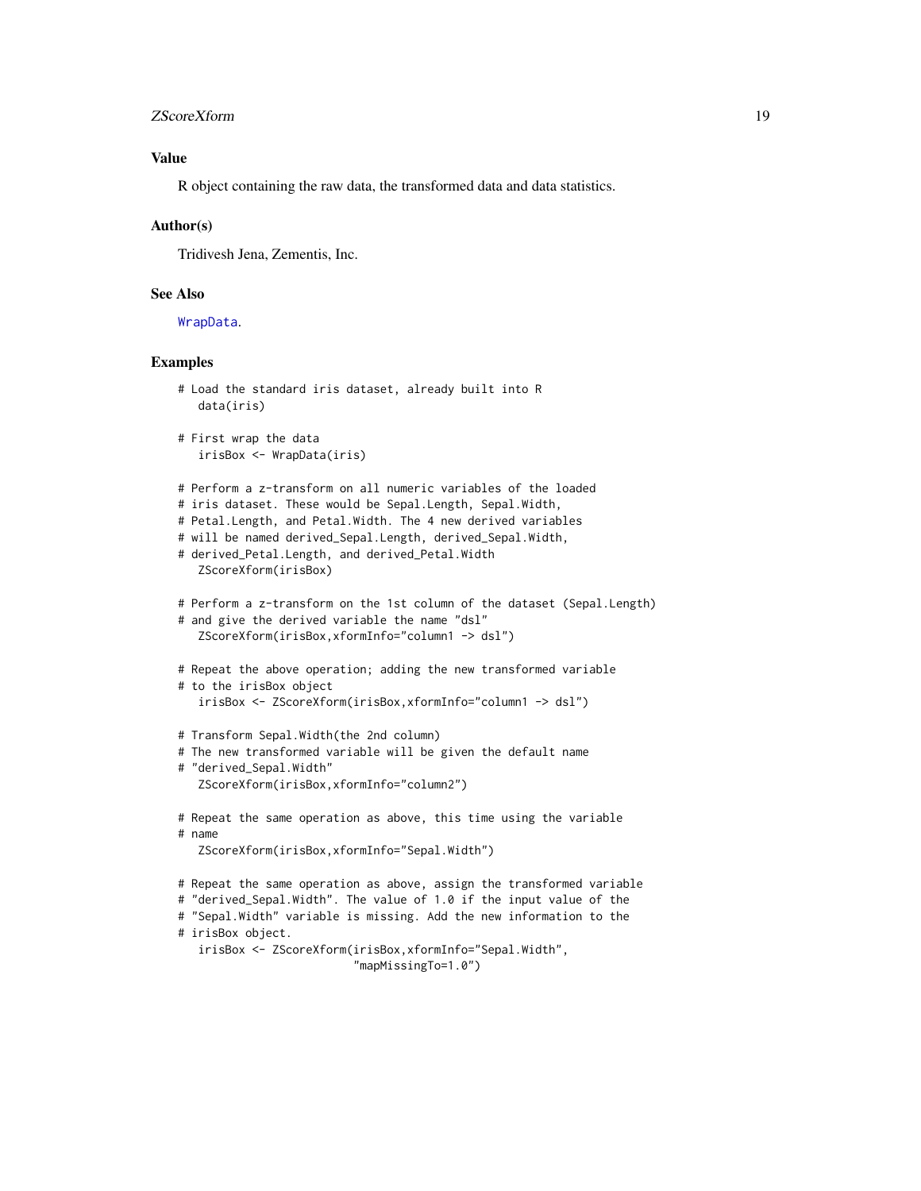### Value

R object containing the raw data, the transformed data and data statistics.

### Author(s)

Tridivesh Jena, Zementis, Inc.

### See Also

WrapData.

### Examples

```
# Load the standard iris dataset, already built into R
   data(iris)

# First wrap the data
   irisBox <- WrapData(iris)

# Perform a z-transform on all numeric variables of the loaded
# iris dataset. These would be Sepal.Length, Sepal.Width,
# Petal.Length, and Petal.Width. The 4 new derived variables
# will be named derived_Sepal.Length, derived_Sepal.Width,
# derived_Petal.Length, and derived_Petal.Width
   ZScoreXform(irisBox)

# Perform a z-transform on the 1st column of the dataset (Sepal.Length)
# and give the derived variable the name "dsl"
   ZScoreXform(irisBox,xformInfo="column1 -> dsl")

# Repeat the above operation; adding the new transformed variable
# to the irisBox object
   irisBox <- ZScoreXform(irisBox,xformInfo="column1 -> dsl")

# Transform Sepal.Width(the 2nd column)
# The new transformed variable will be given the default name
# "derived_Sepal.Width"
   ZScoreXform(irisBox,xformInfo="column2")

# Repeat the same operation as above, this time using the variable
# name
   ZScoreXform(irisBox,xformInfo="Sepal.Width")

# Repeat the same operation as above, assign the transformed variable
# "derived_Sepal.Width". The value of 1.0 if the input value of the
# "Sepal.Width" variable is missing. Add the new information to the
# irisBox object.
   irisBox <- ZScoreXform(irisBox,xformInfo="Sepal.Width",
                         "mapMissingTo=1.0")
```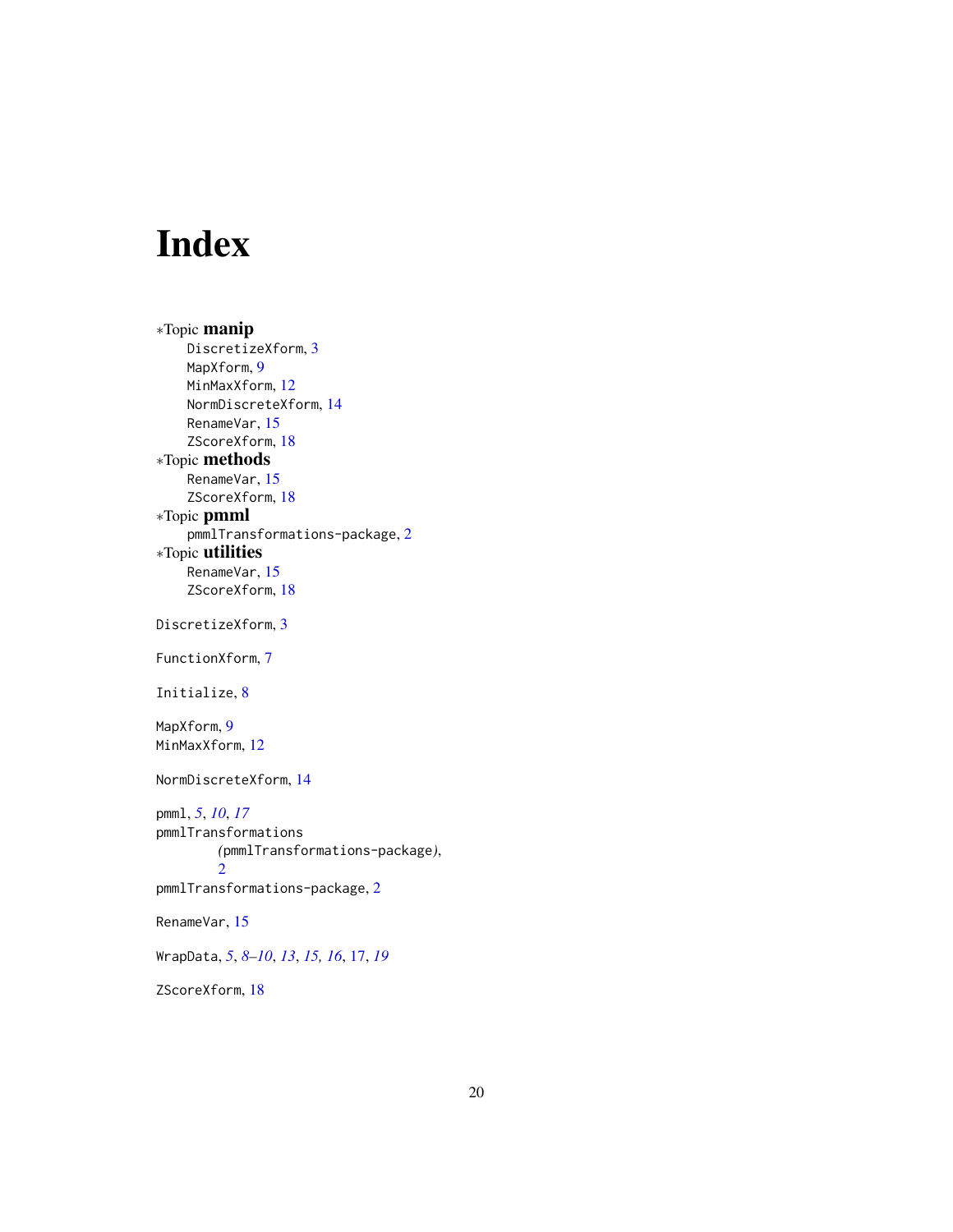# Index

∗Topic **manip**
- DiscretizeXform, 3
- MapXform, 9
- MinMaxXform, 12
- NormDiscreteXform, 14
- RenameVar, 15
- ZScoreXform, 18

∗Topic **methods**
- RenameVar, 15
- ZScoreXform, 18

∗Topic **pmml**
- pmmlTransformations-package, 2

∗Topic **utilities**
- RenameVar, 15
- ZScoreXform, 18

DiscretizeXform, 3

FunctionXform, 7

Initialize, 8

MapXform, 9
MinMaxXform, 12

NormDiscreteXform, 14

pmml, *5*, *10*, *17*
pmmlTransformations
  (pmmlTransformations-package),
  2
pmmlTransformations-package, 2

RenameVar, 15

WrapData, *5*, *8–10*, *13*, *15, 16*, 17, *19*

ZScoreXform, 18